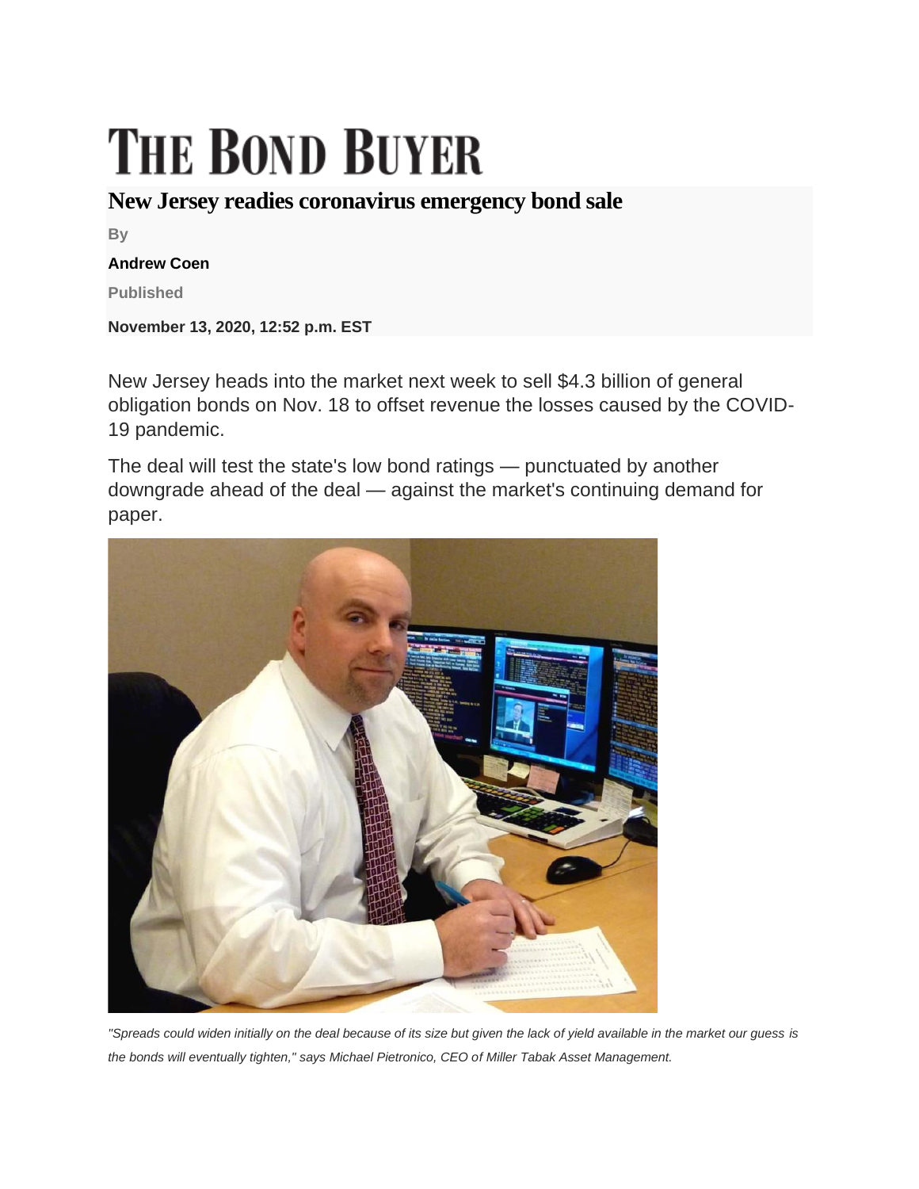# THE BOND BUYER

## New Jersey readies coronavirus emergency bond sale

By

**Andrew Coen**

Published

**November 13, 2020, 12:52 p.m. EST**

New Jersey heads into the market next week to sell $4.3 billion of general obligation bonds on Nov. 18 to offset revenue the losses caused by the COVID-19 pandemic.

The deal will test the state's low bond ratings — punctuated by another downgrade ahead of the deal — against the market's continuing demand for paper.

*"Spreads could widen initially on the deal because of its size but given the lack of yield available in the market our guess is the bonds will eventually tighten," says Michael Pietronico, CEO of Miller Tabak Asset Management.*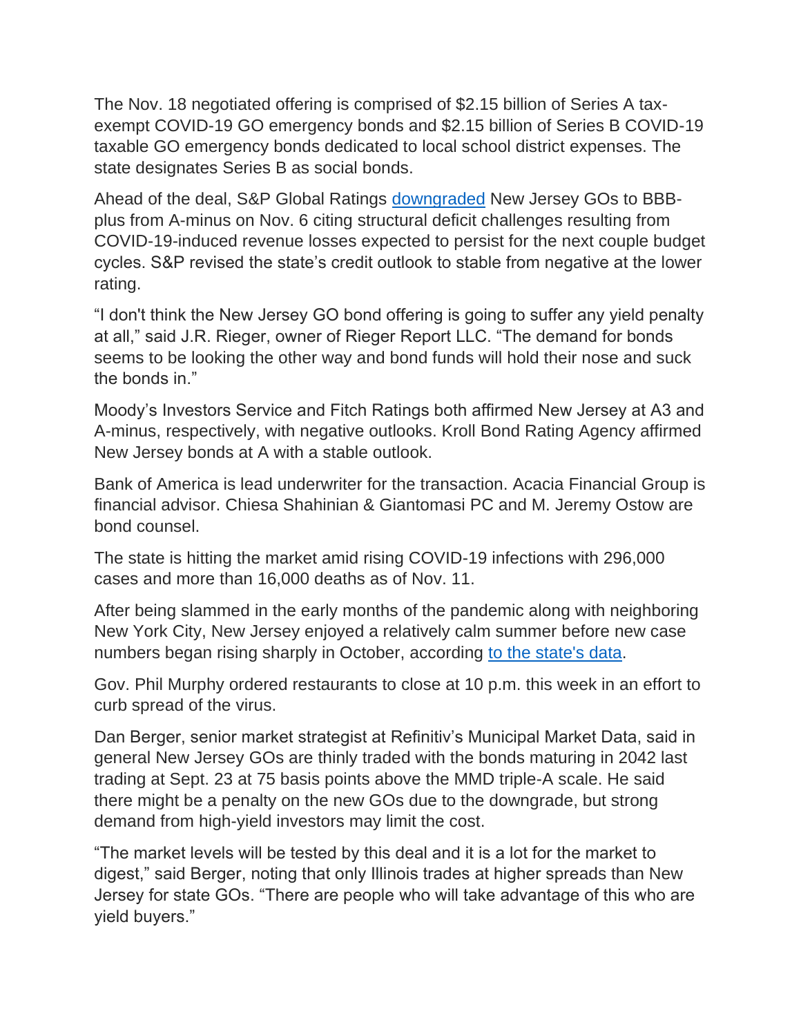The Nov. 18 negotiated offering is comprised of $2.15 billion of Series A tax-exempt COVID-19 GO emergency bonds and $2.15 billion of Series B COVID-19 taxable GO emergency bonds dedicated to local school district expenses. The state designates Series B as social bonds.

Ahead of the deal, S&P Global Ratings [downgraded](#) New Jersey GOs to BBB-plus from A-minus on Nov. 6 citing structural deficit challenges resulting from COVID-19-induced revenue losses expected to persist for the next couple budget cycles. S&P revised the state's credit outlook to stable from negative at the lower rating.

"I don't think the New Jersey GO bond offering is going to suffer any yield penalty at all," said J.R. Rieger, owner of Rieger Report LLC. "The demand for bonds seems to be looking the other way and bond funds will hold their nose and suck the bonds in."

Moody's Investors Service and Fitch Ratings both affirmed New Jersey at A3 and A-minus, respectively, with negative outlooks. Kroll Bond Rating Agency affirmed New Jersey bonds at A with a stable outlook.

Bank of America is lead underwriter for the transaction. Acacia Financial Group is financial advisor. Chiesa Shahinian & Giantomasi PC and M. Jeremy Ostow are bond counsel.

The state is hitting the market amid rising COVID-19 infections with 296,000 cases and more than 16,000 deaths as of Nov. 11.

After being slammed in the early months of the pandemic along with neighboring New York City, New Jersey enjoyed a relatively calm summer before new case numbers began rising sharply in October, according [to the state's data](#).

Gov. Phil Murphy ordered restaurants to close at 10 p.m. this week in an effort to curb spread of the virus.

Dan Berger, senior market strategist at Refinitiv's Municipal Market Data, said in general New Jersey GOs are thinly traded with the bonds maturing in 2042 last trading at Sept. 23 at 75 basis points above the MMD triple-A scale. He said there might be a penalty on the new GOs due to the downgrade, but strong demand from high-yield investors may limit the cost.

"The market levels will be tested by this deal and it is a lot for the market to digest," said Berger, noting that only Illinois trades at higher spreads than New Jersey for state GOs. "There are people who will take advantage of this who are yield buyers."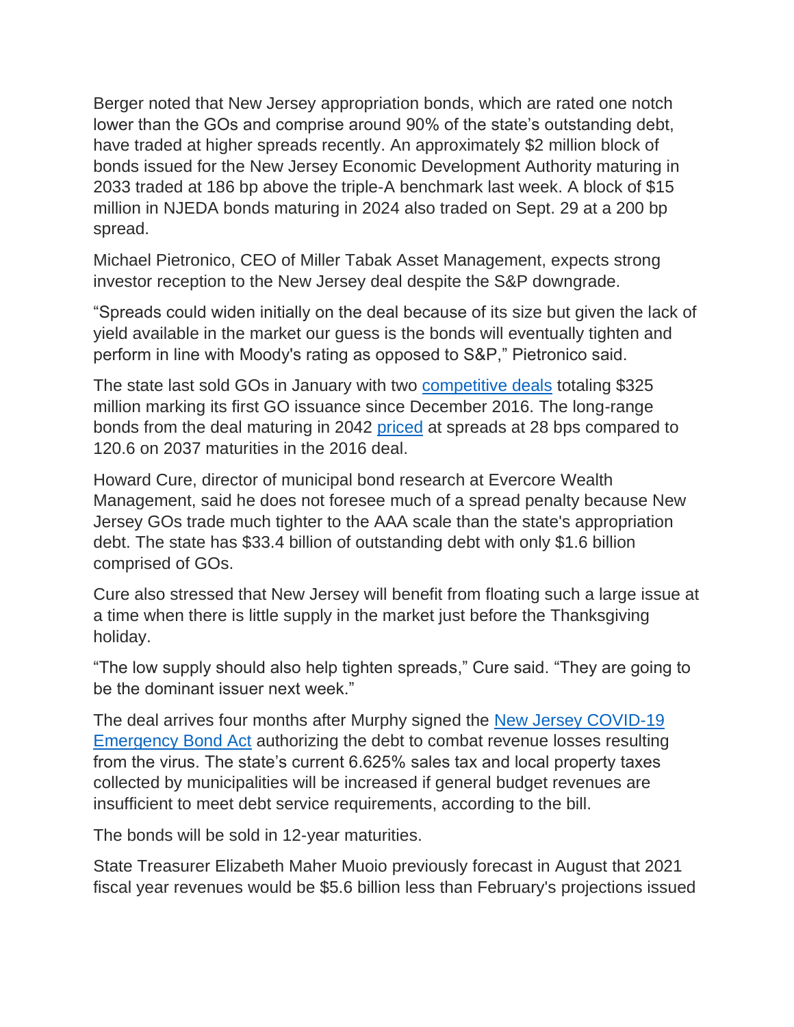Berger noted that New Jersey appropriation bonds, which are rated one notch lower than the GOs and comprise around 90% of the state's outstanding debt, have traded at higher spreads recently. An approximately $2 million block of bonds issued for the New Jersey Economic Development Authority maturing in 2033 traded at 186 bp above the triple-A benchmark last week. A block of $15 million in NJEDA bonds maturing in 2024 also traded on Sept. 29 at a 200 bp spread.

Michael Pietronico, CEO of Miller Tabak Asset Management, expects strong investor reception to the New Jersey deal despite the S&P downgrade.

"Spreads could widen initially on the deal because of its size but given the lack of yield available in the market our guess is the bonds will eventually tighten and perform in line with Moody's rating as opposed to S&P," Pietronico said.

The state last sold GOs in January with two [competitive deals]() totaling $325 million marking its first GO issuance since December 2016. The long-range bonds from the deal maturing in 2042 [priced]() at spreads at 28 bps compared to 120.6 on 2037 maturities in the 2016 deal.

Howard Cure, director of municipal bond research at Evercore Wealth Management, said he does not foresee much of a spread penalty because New Jersey GOs trade much tighter to the AAA scale than the state's appropriation debt. The state has $33.4 billion of outstanding debt with only $1.6 billion comprised of GOs.

Cure also stressed that New Jersey will benefit from floating such a large issue at a time when there is little supply in the market just before the Thanksgiving holiday.

"The low supply should also help tighten spreads," Cure said. "They are going to be the dominant issuer next week."

The deal arrives four months after Murphy signed the [New Jersey COVID-19 Emergency Bond Act]() authorizing the debt to combat revenue losses resulting from the virus. The state's current 6.625% sales tax and local property taxes collected by municipalities will be increased if general budget revenues are insufficient to meet debt service requirements, according to the bill.

The bonds will be sold in 12-year maturities.

State Treasurer Elizabeth Maher Muoio previously forecast in August that 2021 fiscal year revenues would be $5.6 billion less than February's projections issued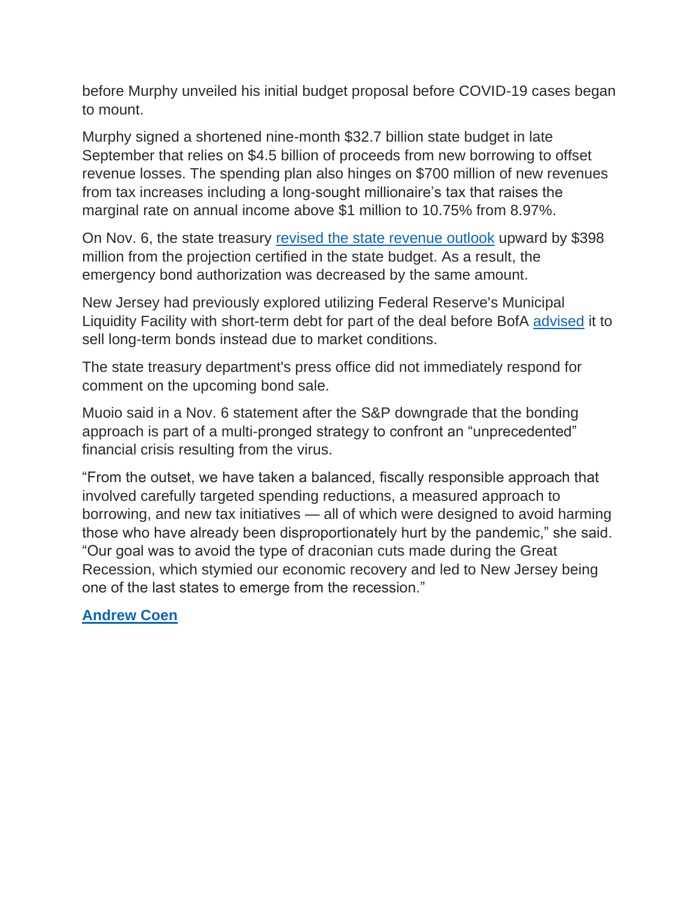before Murphy unveiled his initial budget proposal before COVID-19 cases began to mount.

Murphy signed a shortened nine-month $32.7 billion state budget in late September that relies on $4.5 billion of proceeds from new borrowing to offset revenue losses. The spending plan also hinges on $700 million of new revenues from tax increases including a long-sought millionaire's tax that raises the marginal rate on annual income above $1 million to 10.75% from 8.97%.

On Nov. 6, the state treasury [revised the state revenue outlook] upward by $398 million from the projection certified in the state budget. As a result, the emergency bond authorization was decreased by the same amount.

New Jersey had previously explored utilizing Federal Reserve's Municipal Liquidity Facility with short-term debt for part of the deal before BofA [advised] it to sell long-term bonds instead due to market conditions.

The state treasury department's press office did not immediately respond for comment on the upcoming bond sale.

Muoio said in a Nov. 6 statement after the S&P downgrade that the bonding approach is part of a multi-pronged strategy to confront an "unprecedented" financial crisis resulting from the virus.

"From the outset, we have taken a balanced, fiscally responsible approach that involved carefully targeted spending reductions, a measured approach to borrowing, and new tax initiatives — all of which were designed to avoid harming those who have already been disproportionately hurt by the pandemic," she said. "Our goal was to avoid the type of draconian cuts made during the Great Recession, which stymied our economic recovery and led to New Jersey being one of the last states to emerge from the recession."

**Andrew Coen**